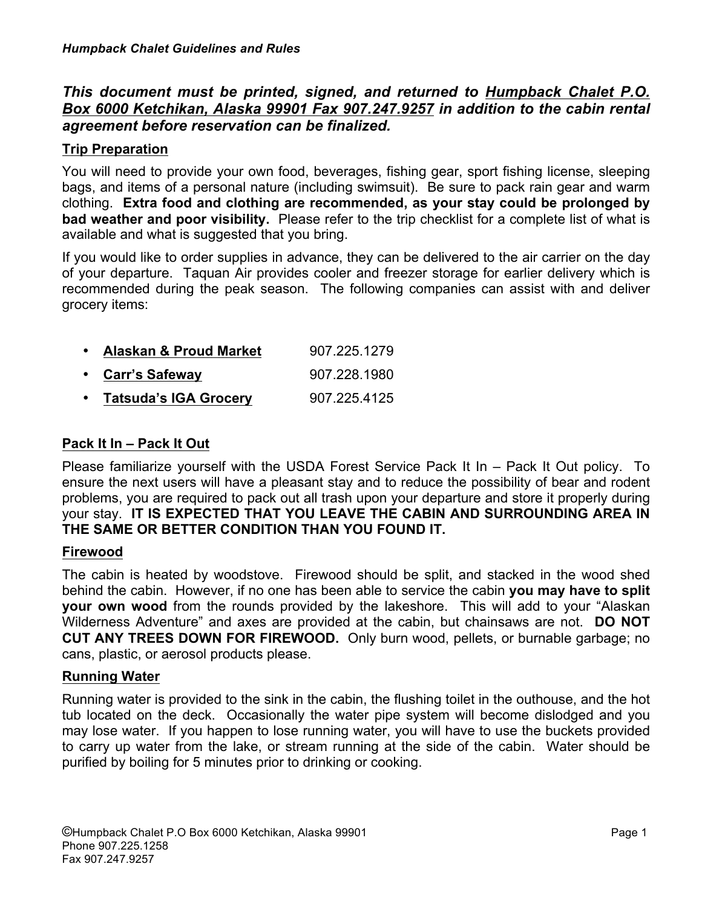***This document must be printed, signed, and returned to <u>Humpback Chalet P.O. Box 6000 Ketchikan, Alaska 99901 Fax 907.247.9257</u> in addition to the cabin rental agreement before reservation can be finalized.***

## <u>Trip Preparation</u>

You will need to provide your own food, beverages, fishing gear, sport fishing license, sleeping bags, and items of a personal nature (including swimsuit). Be sure to pack rain gear and warm clothing. **Extra food and clothing are recommended, as your stay could be prolonged by bad weather and poor visibility.** Please refer to the trip checklist for a complete list of what is available and what is suggested that you bring.

If you would like to order supplies in advance, they can be delivered to the air carrier on the day of your departure. Taquan Air provides cooler and freezer storage for earlier delivery which is recommended during the peak season. The following companies can assist with and deliver grocery items:

- **<u>Alaskan & Proud Market</u>** 907.225.1279
- **<u>Carr's Safeway</u>** 907.228.1980
- **<u>Tatsuda's IGA Grocery</u>** 907.225.4125

## <u>Pack It In – Pack It Out</u>

Please familiarize yourself with the USDA Forest Service Pack It In – Pack It Out policy. To ensure the next users will have a pleasant stay and to reduce the possibility of bear and rodent problems, you are required to pack out all trash upon your departure and store it properly during your stay. **IT IS EXPECTED THAT YOU LEAVE THE CABIN AND SURROUNDING AREA IN THE SAME OR BETTER CONDITION THAN YOU FOUND IT.**

## <u>Firewood</u>

The cabin is heated by woodstove. Firewood should be split, and stacked in the wood shed behind the cabin. However, if no one has been able to service the cabin **you may have to split your own wood** from the rounds provided by the lakeshore. This will add to your "Alaskan Wilderness Adventure" and axes are provided at the cabin, but chainsaws are not. **DO NOT CUT ANY TREES DOWN FOR FIREWOOD.** Only burn wood, pellets, or burnable garbage; no cans, plastic, or aerosol products please.

## <u>Running Water</u>

Running water is provided to the sink in the cabin, the flushing toilet in the outhouse, and the hot tub located on the deck. Occasionally the water pipe system will become dislodged and you may lose water. If you happen to lose running water, you will have to use the buckets provided to carry up water from the lake, or stream running at the side of the cabin. Water should be purified by boiling for 5 minutes prior to drinking or cooking.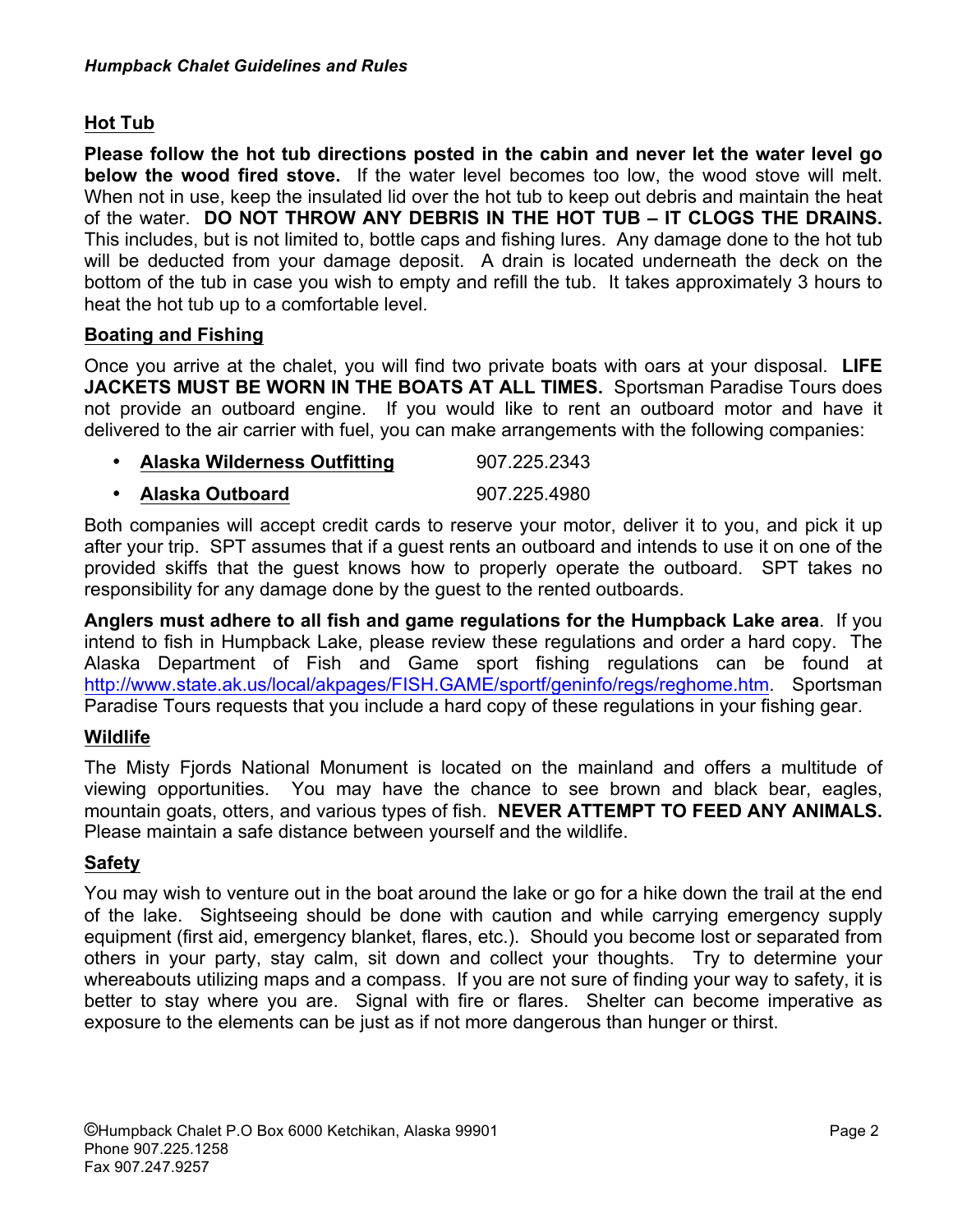## Hot Tub

**Please follow the hot tub directions posted in the cabin and never let the water level go below the wood fired stove.** If the water level becomes too low, the wood stove will melt. When not in use, keep the insulated lid over the hot tub to keep out debris and maintain the heat of the water. **DO NOT THROW ANY DEBRIS IN THE HOT TUB – IT CLOGS THE DRAINS.** This includes, but is not limited to, bottle caps and fishing lures. Any damage done to the hot tub will be deducted from your damage deposit. A drain is located underneath the deck on the bottom of the tub in case you wish to empty and refill the tub. It takes approximately 3 hours to heat the hot tub up to a comfortable level.

## Boating and Fishing

Once you arrive at the chalet, you will find two private boats with oars at your disposal. **LIFE JACKETS MUST BE WORN IN THE BOATS AT ALL TIMES.** Sportsman Paradise Tours does not provide an outboard engine. If you would like to rent an outboard motor and have it delivered to the air carrier with fuel, you can make arrangements with the following companies:

- **Alaska Wilderness Outfitting** 907.225.2343
- **Alaska Outboard** 907.225.4980

Both companies will accept credit cards to reserve your motor, deliver it to you, and pick it up after your trip. SPT assumes that if a guest rents an outboard and intends to use it on one of the provided skiffs that the guest knows how to properly operate the outboard. SPT takes no responsibility for any damage done by the guest to the rented outboards.

**Anglers must adhere to all fish and game regulations for the Humpback Lake area**. If you intend to fish in Humpback Lake, please review these regulations and order a hard copy. The Alaska Department of Fish and Game sport fishing regulations can be found at http://www.state.ak.us/local/akpages/FISH.GAME/sportf/geninfo/regs/reghome.htm. Sportsman Paradise Tours requests that you include a hard copy of these regulations in your fishing gear.

## Wildlife

The Misty Fjords National Monument is located on the mainland and offers a multitude of viewing opportunities. You may have the chance to see brown and black bear, eagles, mountain goats, otters, and various types of fish. **NEVER ATTEMPT TO FEED ANY ANIMALS.** Please maintain a safe distance between yourself and the wildlife.

## Safety

You may wish to venture out in the boat around the lake or go for a hike down the trail at the end of the lake. Sightseeing should be done with caution and while carrying emergency supply equipment (first aid, emergency blanket, flares, etc.). Should you become lost or separated from others in your party, stay calm, sit down and collect your thoughts. Try to determine your whereabouts utilizing maps and a compass. If you are not sure of finding your way to safety, it is better to stay where you are. Signal with fire or flares. Shelter can become imperative as exposure to the elements can be just as if not more dangerous than hunger or thirst.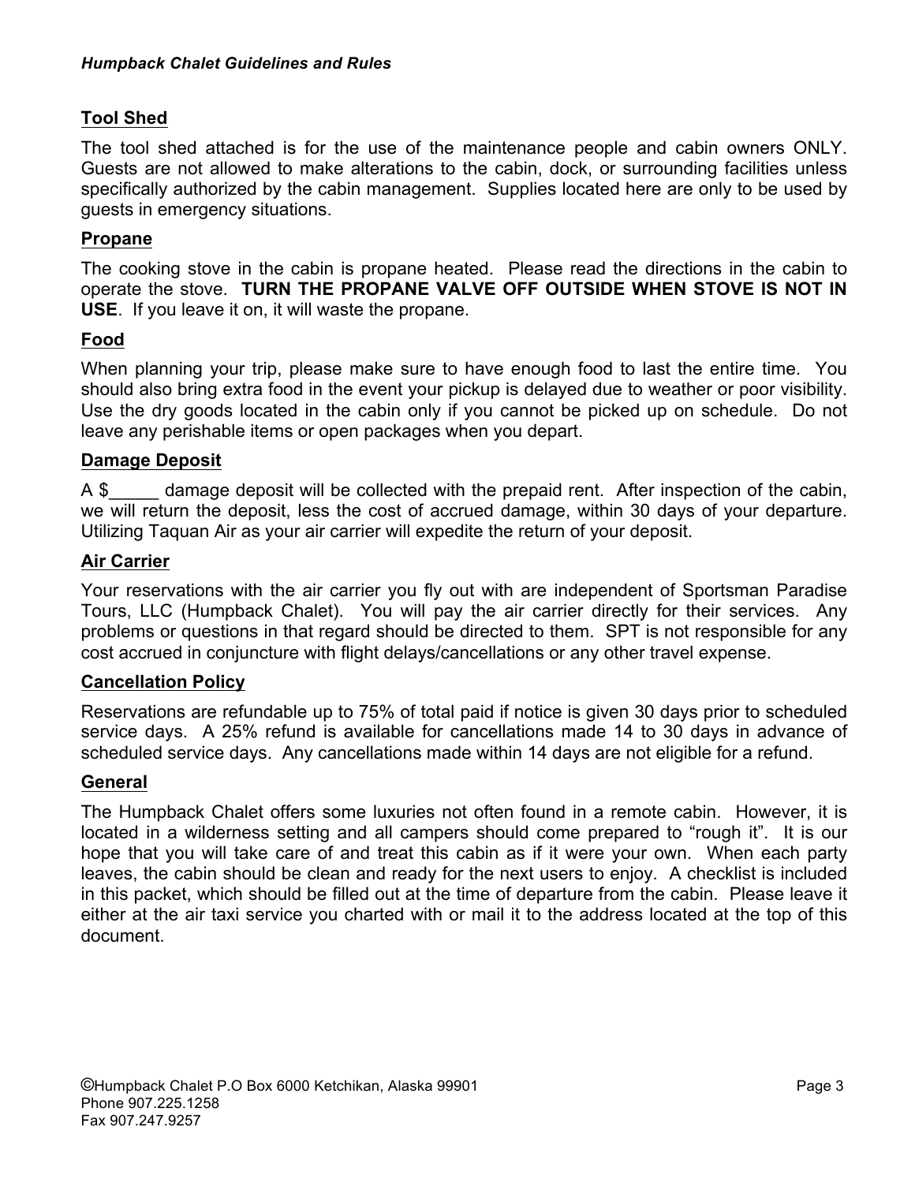## Tool Shed

The tool shed attached is for the use of the maintenance people and cabin owners ONLY. Guests are not allowed to make alterations to the cabin, dock, or surrounding facilities unless specifically authorized by the cabin management. Supplies located here are only to be used by guests in emergency situations.

## Propane

The cooking stove in the cabin is propane heated. Please read the directions in the cabin to operate the stove. **TURN THE PROPANE VALVE OFF OUTSIDE WHEN STOVE IS NOT IN USE**. If you leave it on, it will waste the propane.

## Food

When planning your trip, please make sure to have enough food to last the entire time. You should also bring extra food in the event your pickup is delayed due to weather or poor visibility. Use the dry goods located in the cabin only if you cannot be picked up on schedule. Do not leave any perishable items or open packages when you depart.

## Damage Deposit

A $_____ damage deposit will be collected with the prepaid rent. After inspection of the cabin, we will return the deposit, less the cost of accrued damage, within 30 days of your departure. Utilizing Taquan Air as your air carrier will expedite the return of your deposit.

## Air Carrier

Your reservations with the air carrier you fly out with are independent of Sportsman Paradise Tours, LLC (Humpback Chalet). You will pay the air carrier directly for their services. Any problems or questions in that regard should be directed to them. SPT is not responsible for any cost accrued in conjuncture with flight delays/cancellations or any other travel expense.

## Cancellation Policy

Reservations are refundable up to 75% of total paid if notice is given 30 days prior to scheduled service days. A 25% refund is available for cancellations made 14 to 30 days in advance of scheduled service days. Any cancellations made within 14 days are not eligible for a refund.

## General

The Humpback Chalet offers some luxuries not often found in a remote cabin. However, it is located in a wilderness setting and all campers should come prepared to "rough it". It is our hope that you will take care of and treat this cabin as if it were your own. When each party leaves, the cabin should be clean and ready for the next users to enjoy. A checklist is included in this packet, which should be filled out at the time of departure from the cabin. Please leave it either at the air taxi service you charted with or mail it to the address located at the top of this document.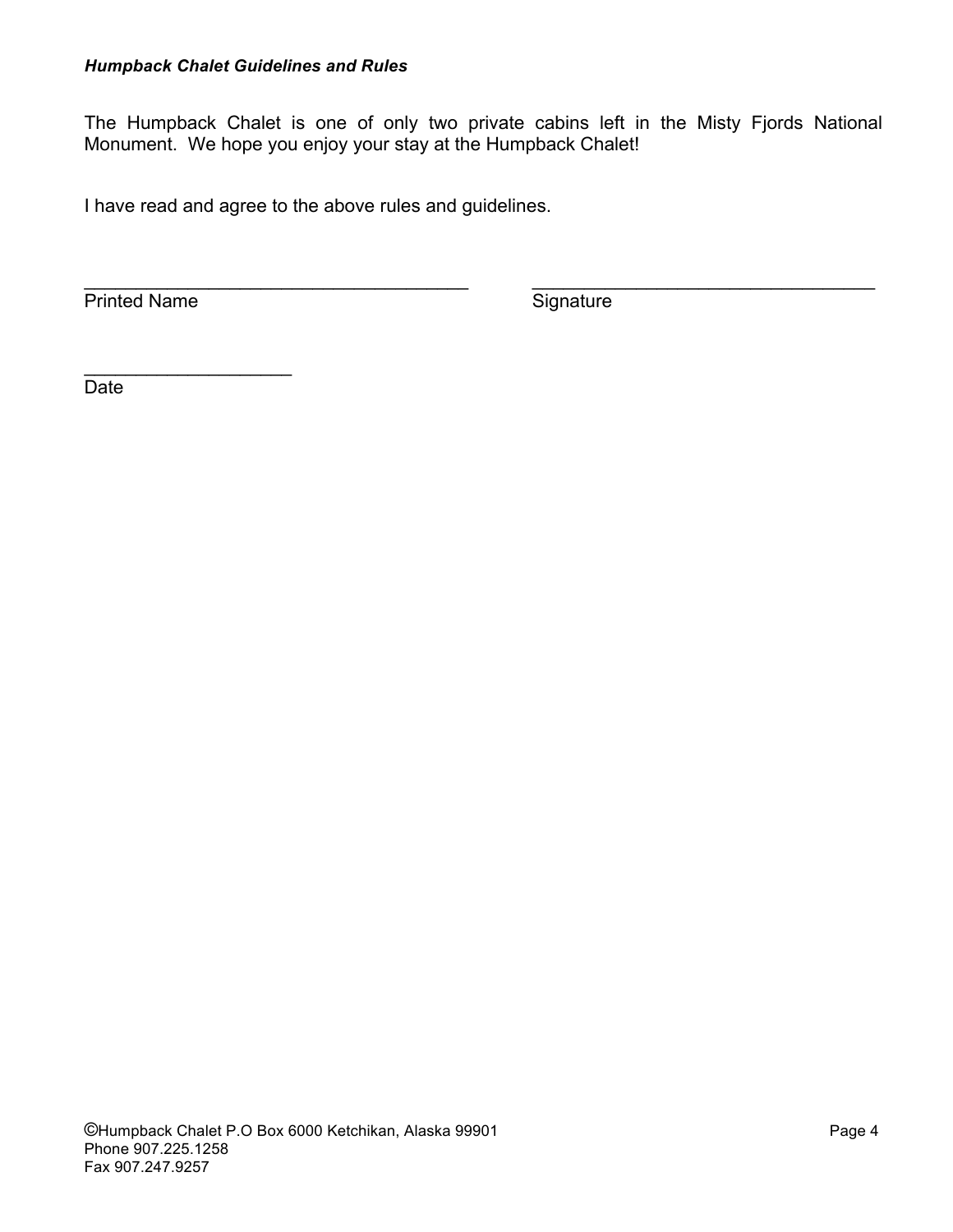***Humpback Chalet Guidelines and Rules***

The Humpback Chalet is one of only two private cabins left in the Misty Fjords National Monument. We hope you enjoy your stay at the Humpback Chalet!

I have read and agree to the above rules and guidelines.

_______________________________________ &nbsp;&nbsp;&nbsp;&nbsp; ___________________________________

Printed Name &nbsp;&nbsp;&nbsp;&nbsp; Signature

_____________________

Date

©Humpback Chalet P.O Box 6000 Ketchikan, Alaska 99901
Phone 907.225.1258
Fax 907.247.9257